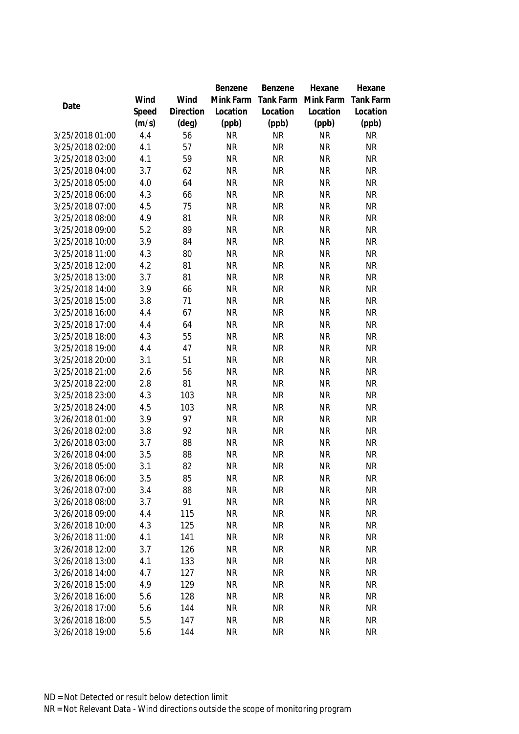| Date | Wind Speed (m/s) | Wind Direction (deg) | Benzene Mink Farm Location (ppb) | Benzene Tank Farm Location (ppb) | Hexane Mink Farm Location (ppb) | Hexane Tank Farm Location (ppb) |
|---|---|---|---|---|---|---|
| 3/25/2018 01:00 | 4.4 | 56 | NR | NR | NR | NR |
| 3/25/2018 02:00 | 4.1 | 57 | NR | NR | NR | NR |
| 3/25/2018 03:00 | 4.1 | 59 | NR | NR | NR | NR |
| 3/25/2018 04:00 | 3.7 | 62 | NR | NR | NR | NR |
| 3/25/2018 05:00 | 4.0 | 64 | NR | NR | NR | NR |
| 3/25/2018 06:00 | 4.3 | 66 | NR | NR | NR | NR |
| 3/25/2018 07:00 | 4.5 | 75 | NR | NR | NR | NR |
| 3/25/2018 08:00 | 4.9 | 81 | NR | NR | NR | NR |
| 3/25/2018 09:00 | 5.2 | 89 | NR | NR | NR | NR |
| 3/25/2018 10:00 | 3.9 | 84 | NR | NR | NR | NR |
| 3/25/2018 11:00 | 4.3 | 80 | NR | NR | NR | NR |
| 3/25/2018 12:00 | 4.2 | 81 | NR | NR | NR | NR |
| 3/25/2018 13:00 | 3.7 | 81 | NR | NR | NR | NR |
| 3/25/2018 14:00 | 3.9 | 66 | NR | NR | NR | NR |
| 3/25/2018 15:00 | 3.8 | 71 | NR | NR | NR | NR |
| 3/25/2018 16:00 | 4.4 | 67 | NR | NR | NR | NR |
| 3/25/2018 17:00 | 4.4 | 64 | NR | NR | NR | NR |
| 3/25/2018 18:00 | 4.3 | 55 | NR | NR | NR | NR |
| 3/25/2018 19:00 | 4.4 | 47 | NR | NR | NR | NR |
| 3/25/2018 20:00 | 3.1 | 51 | NR | NR | NR | NR |
| 3/25/2018 21:00 | 2.6 | 56 | NR | NR | NR | NR |
| 3/25/2018 22:00 | 2.8 | 81 | NR | NR | NR | NR |
| 3/25/2018 23:00 | 4.3 | 103 | NR | NR | NR | NR |
| 3/25/2018 24:00 | 4.5 | 103 | NR | NR | NR | NR |
| 3/26/2018 01:00 | 3.9 | 97 | NR | NR | NR | NR |
| 3/26/2018 02:00 | 3.8 | 92 | NR | NR | NR | NR |
| 3/26/2018 03:00 | 3.7 | 88 | NR | NR | NR | NR |
| 3/26/2018 04:00 | 3.5 | 88 | NR | NR | NR | NR |
| 3/26/2018 05:00 | 3.1 | 82 | NR | NR | NR | NR |
| 3/26/2018 06:00 | 3.5 | 85 | NR | NR | NR | NR |
| 3/26/2018 07:00 | 3.4 | 88 | NR | NR | NR | NR |
| 3/26/2018 08:00 | 3.7 | 91 | NR | NR | NR | NR |
| 3/26/2018 09:00 | 4.4 | 115 | NR | NR | NR | NR |
| 3/26/2018 10:00 | 4.3 | 125 | NR | NR | NR | NR |
| 3/26/2018 11:00 | 4.1 | 141 | NR | NR | NR | NR |
| 3/26/2018 12:00 | 3.7 | 126 | NR | NR | NR | NR |
| 3/26/2018 13:00 | 4.1 | 133 | NR | NR | NR | NR |
| 3/26/2018 14:00 | 4.7 | 127 | NR | NR | NR | NR |
| 3/26/2018 15:00 | 4.9 | 129 | NR | NR | NR | NR |
| 3/26/2018 16:00 | 5.6 | 128 | NR | NR | NR | NR |
| 3/26/2018 17:00 | 5.6 | 144 | NR | NR | NR | NR |
| 3/26/2018 18:00 | 5.5 | 147 | NR | NR | NR | NR |
| 3/26/2018 19:00 | 5.6 | 144 | NR | NR | NR | NR |

ND = Not Detected or result below detection limit

NR = Not Relevant Data - Wind directions outside the scope of monitoring program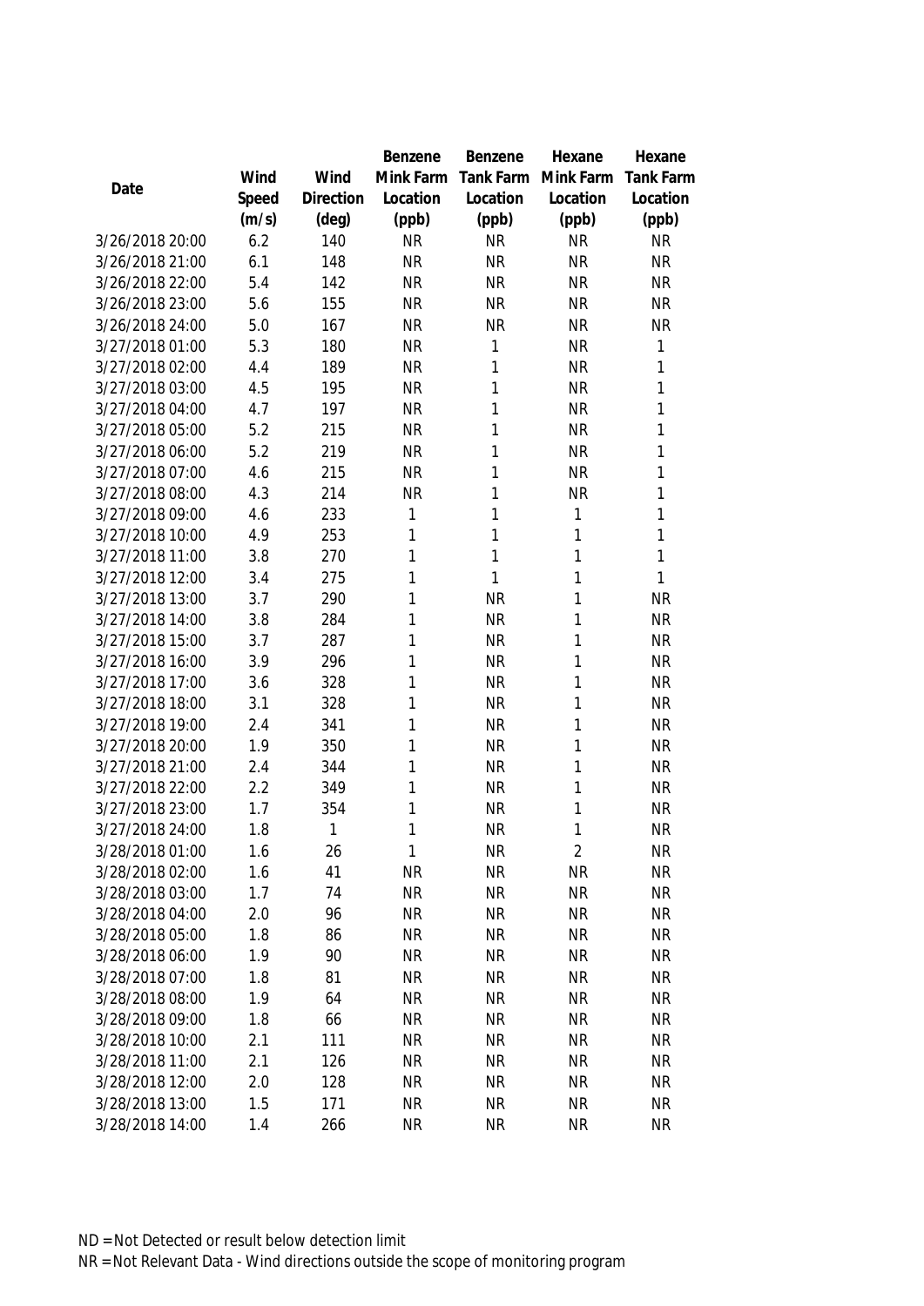| Date | Wind Speed (m/s) | Wind Direction (deg) | Benzene Mink Farm Location (ppb) | Benzene Tank Farm Location (ppb) | Hexane Mink Farm Location (ppb) | Hexane Tank Farm Location (ppb) |
|---|---|---|---|---|---|---|
| 3/26/2018 20:00 | 6.2 | 140 | NR | NR | NR | NR |
| 3/26/2018 21:00 | 6.1 | 148 | NR | NR | NR | NR |
| 3/26/2018 22:00 | 5.4 | 142 | NR | NR | NR | NR |
| 3/26/2018 23:00 | 5.6 | 155 | NR | NR | NR | NR |
| 3/26/2018 24:00 | 5.0 | 167 | NR | NR | NR | NR |
| 3/27/2018 01:00 | 5.3 | 180 | NR | 1 | NR | 1 |
| 3/27/2018 02:00 | 4.4 | 189 | NR | 1 | NR | 1 |
| 3/27/2018 03:00 | 4.5 | 195 | NR | 1 | NR | 1 |
| 3/27/2018 04:00 | 4.7 | 197 | NR | 1 | NR | 1 |
| 3/27/2018 05:00 | 5.2 | 215 | NR | 1 | NR | 1 |
| 3/27/2018 06:00 | 5.2 | 219 | NR | 1 | NR | 1 |
| 3/27/2018 07:00 | 4.6 | 215 | NR | 1 | NR | 1 |
| 3/27/2018 08:00 | 4.3 | 214 | NR | 1 | NR | 1 |
| 3/27/2018 09:00 | 4.6 | 233 | 1 | 1 | 1 | 1 |
| 3/27/2018 10:00 | 4.9 | 253 | 1 | 1 | 1 | 1 |
| 3/27/2018 11:00 | 3.8 | 270 | 1 | 1 | 1 | 1 |
| 3/27/2018 12:00 | 3.4 | 275 | 1 | 1 | 1 | 1 |
| 3/27/2018 13:00 | 3.7 | 290 | 1 | NR | 1 | NR |
| 3/27/2018 14:00 | 3.8 | 284 | 1 | NR | 1 | NR |
| 3/27/2018 15:00 | 3.7 | 287 | 1 | NR | 1 | NR |
| 3/27/2018 16:00 | 3.9 | 296 | 1 | NR | 1 | NR |
| 3/27/2018 17:00 | 3.6 | 328 | 1 | NR | 1 | NR |
| 3/27/2018 18:00 | 3.1 | 328 | 1 | NR | 1 | NR |
| 3/27/2018 19:00 | 2.4 | 341 | 1 | NR | 1 | NR |
| 3/27/2018 20:00 | 1.9 | 350 | 1 | NR | 1 | NR |
| 3/27/2018 21:00 | 2.4 | 344 | 1 | NR | 1 | NR |
| 3/27/2018 22:00 | 2.2 | 349 | 1 | NR | 1 | NR |
| 3/27/2018 23:00 | 1.7 | 354 | 1 | NR | 1 | NR |
| 3/27/2018 24:00 | 1.8 | 1 | 1 | NR | 1 | NR |
| 3/28/2018 01:00 | 1.6 | 26 | 1 | NR | 2 | NR |
| 3/28/2018 02:00 | 1.6 | 41 | NR | NR | NR | NR |
| 3/28/2018 03:00 | 1.7 | 74 | NR | NR | NR | NR |
| 3/28/2018 04:00 | 2.0 | 96 | NR | NR | NR | NR |
| 3/28/2018 05:00 | 1.8 | 86 | NR | NR | NR | NR |
| 3/28/2018 06:00 | 1.9 | 90 | NR | NR | NR | NR |
| 3/28/2018 07:00 | 1.8 | 81 | NR | NR | NR | NR |
| 3/28/2018 08:00 | 1.9 | 64 | NR | NR | NR | NR |
| 3/28/2018 09:00 | 1.8 | 66 | NR | NR | NR | NR |
| 3/28/2018 10:00 | 2.1 | 111 | NR | NR | NR | NR |
| 3/28/2018 11:00 | 2.1 | 126 | NR | NR | NR | NR |
| 3/28/2018 12:00 | 2.0 | 128 | NR | NR | NR | NR |
| 3/28/2018 13:00 | 1.5 | 171 | NR | NR | NR | NR |
| 3/28/2018 14:00 | 1.4 | 266 | NR | NR | NR | NR |

ND = Not Detected or result below detection limit

NR = Not Relevant Data - Wind directions outside the scope of monitoring program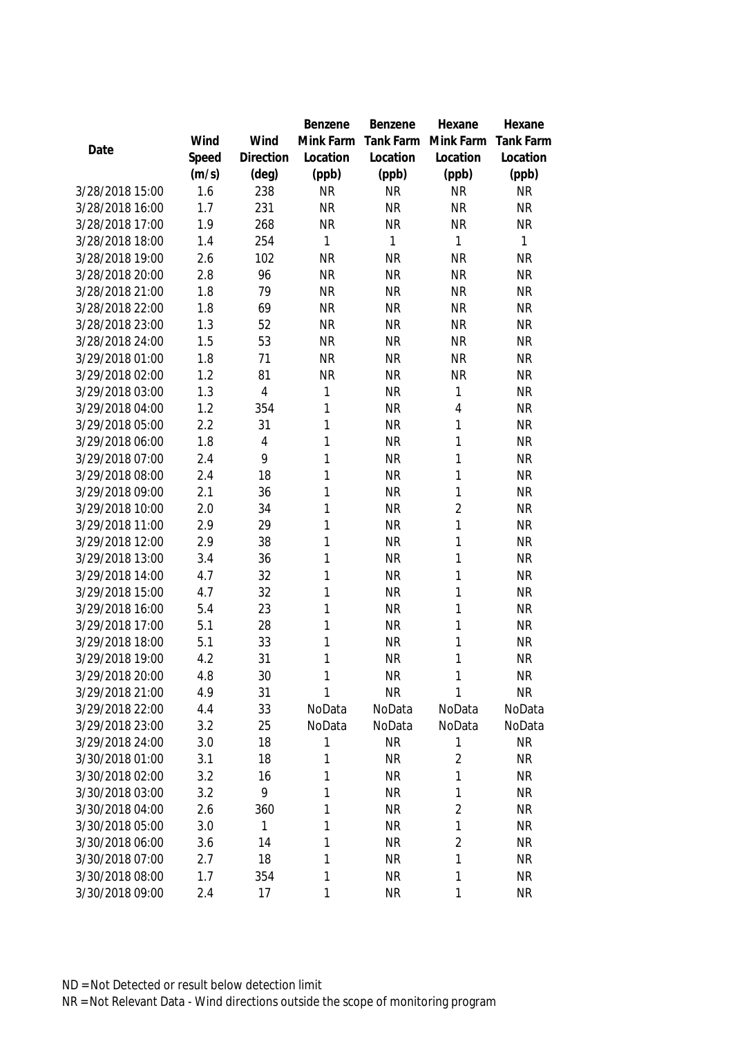| Date | Wind Speed (m/s) | Wind Direction (deg) | Benzene Mink Farm Location (ppb) | Benzene Tank Farm Location (ppb) | Hexane Mink Farm Location (ppb) | Hexane Tank Farm Location (ppb) |
|---|---|---|---|---|---|---|
| 3/28/2018 15:00 | 1.6 | 238 | NR | NR | NR | NR |
| 3/28/2018 16:00 | 1.7 | 231 | NR | NR | NR | NR |
| 3/28/2018 17:00 | 1.9 | 268 | NR | NR | NR | NR |
| 3/28/2018 18:00 | 1.4 | 254 | 1 | 1 | 1 | 1 |
| 3/28/2018 19:00 | 2.6 | 102 | NR | NR | NR | NR |
| 3/28/2018 20:00 | 2.8 | 96 | NR | NR | NR | NR |
| 3/28/2018 21:00 | 1.8 | 79 | NR | NR | NR | NR |
| 3/28/2018 22:00 | 1.8 | 69 | NR | NR | NR | NR |
| 3/28/2018 23:00 | 1.3 | 52 | NR | NR | NR | NR |
| 3/28/2018 24:00 | 1.5 | 53 | NR | NR | NR | NR |
| 3/29/2018 01:00 | 1.8 | 71 | NR | NR | NR | NR |
| 3/29/2018 02:00 | 1.2 | 81 | NR | NR | NR | NR |
| 3/29/2018 03:00 | 1.3 | 4 | 1 | NR | 1 | NR |
| 3/29/2018 04:00 | 1.2 | 354 | 1 | NR | 4 | NR |
| 3/29/2018 05:00 | 2.2 | 31 | 1 | NR | 1 | NR |
| 3/29/2018 06:00 | 1.8 | 4 | 1 | NR | 1 | NR |
| 3/29/2018 07:00 | 2.4 | 9 | 1 | NR | 1 | NR |
| 3/29/2018 08:00 | 2.4 | 18 | 1 | NR | 1 | NR |
| 3/29/2018 09:00 | 2.1 | 36 | 1 | NR | 1 | NR |
| 3/29/2018 10:00 | 2.0 | 34 | 1 | NR | 2 | NR |
| 3/29/2018 11:00 | 2.9 | 29 | 1 | NR | 1 | NR |
| 3/29/2018 12:00 | 2.9 | 38 | 1 | NR | 1 | NR |
| 3/29/2018 13:00 | 3.4 | 36 | 1 | NR | 1 | NR |
| 3/29/2018 14:00 | 4.7 | 32 | 1 | NR | 1 | NR |
| 3/29/2018 15:00 | 4.7 | 32 | 1 | NR | 1 | NR |
| 3/29/2018 16:00 | 5.4 | 23 | 1 | NR | 1 | NR |
| 3/29/2018 17:00 | 5.1 | 28 | 1 | NR | 1 | NR |
| 3/29/2018 18:00 | 5.1 | 33 | 1 | NR | 1 | NR |
| 3/29/2018 19:00 | 4.2 | 31 | 1 | NR | 1 | NR |
| 3/29/2018 20:00 | 4.8 | 30 | 1 | NR | 1 | NR |
| 3/29/2018 21:00 | 4.9 | 31 | 1 | NR | 1 | NR |
| 3/29/2018 22:00 | 4.4 | 33 | NoData | NoData | NoData | NoData |
| 3/29/2018 23:00 | 3.2 | 25 | NoData | NoData | NoData | NoData |
| 3/29/2018 24:00 | 3.0 | 18 | 1 | NR | 1 | NR |
| 3/30/2018 01:00 | 3.1 | 18 | 1 | NR | 2 | NR |
| 3/30/2018 02:00 | 3.2 | 16 | 1 | NR | 1 | NR |
| 3/30/2018 03:00 | 3.2 | 9 | 1 | NR | 1 | NR |
| 3/30/2018 04:00 | 2.6 | 360 | 1 | NR | 2 | NR |
| 3/30/2018 05:00 | 3.0 | 1 | 1 | NR | 1 | NR |
| 3/30/2018 06:00 | 3.6 | 14 | 1 | NR | 2 | NR |
| 3/30/2018 07:00 | 2.7 | 18 | 1 | NR | 1 | NR |
| 3/30/2018 08:00 | 1.7 | 354 | 1 | NR | 1 | NR |
| 3/30/2018 09:00 | 2.4 | 17 | 1 | NR | 1 | NR |

ND = Not Detected or result below detection limit

NR = Not Relevant Data - Wind directions outside the scope of monitoring program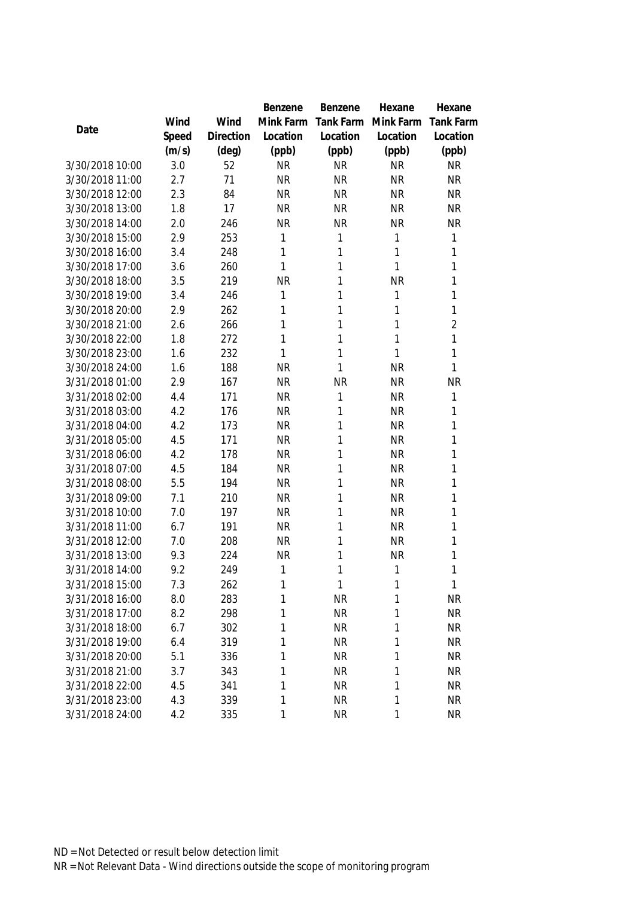| Date | Wind Speed (m/s) | Wind Direction (deg) | Benzene Mink Farm Location (ppb) | Benzene Tank Farm Location (ppb) | Hexane Mink Farm Location (ppb) | Hexane Tank Farm Location (ppb) |
|---|---|---|---|---|---|---|
| 3/30/2018 10:00 | 3.0 | 52 | NR | NR | NR | NR |
| 3/30/2018 11:00 | 2.7 | 71 | NR | NR | NR | NR |
| 3/30/2018 12:00 | 2.3 | 84 | NR | NR | NR | NR |
| 3/30/2018 13:00 | 1.8 | 17 | NR | NR | NR | NR |
| 3/30/2018 14:00 | 2.0 | 246 | NR | NR | NR | NR |
| 3/30/2018 15:00 | 2.9 | 253 | 1 | 1 | 1 | 1 |
| 3/30/2018 16:00 | 3.4 | 248 | 1 | 1 | 1 | 1 |
| 3/30/2018 17:00 | 3.6 | 260 | 1 | 1 | 1 | 1 |
| 3/30/2018 18:00 | 3.5 | 219 | NR | 1 | NR | 1 |
| 3/30/2018 19:00 | 3.4 | 246 | 1 | 1 | 1 | 1 |
| 3/30/2018 20:00 | 2.9 | 262 | 1 | 1 | 1 | 1 |
| 3/30/2018 21:00 | 2.6 | 266 | 1 | 1 | 1 | 2 |
| 3/30/2018 22:00 | 1.8 | 272 | 1 | 1 | 1 | 1 |
| 3/30/2018 23:00 | 1.6 | 232 | 1 | 1 | 1 | 1 |
| 3/30/2018 24:00 | 1.6 | 188 | NR | 1 | NR | 1 |
| 3/31/2018 01:00 | 2.9 | 167 | NR | NR | NR | NR |
| 3/31/2018 02:00 | 4.4 | 171 | NR | 1 | NR | 1 |
| 3/31/2018 03:00 | 4.2 | 176 | NR | 1 | NR | 1 |
| 3/31/2018 04:00 | 4.2 | 173 | NR | 1 | NR | 1 |
| 3/31/2018 05:00 | 4.5 | 171 | NR | 1 | NR | 1 |
| 3/31/2018 06:00 | 4.2 | 178 | NR | 1 | NR | 1 |
| 3/31/2018 07:00 | 4.5 | 184 | NR | 1 | NR | 1 |
| 3/31/2018 08:00 | 5.5 | 194 | NR | 1 | NR | 1 |
| 3/31/2018 09:00 | 7.1 | 210 | NR | 1 | NR | 1 |
| 3/31/2018 10:00 | 7.0 | 197 | NR | 1 | NR | 1 |
| 3/31/2018 11:00 | 6.7 | 191 | NR | 1 | NR | 1 |
| 3/31/2018 12:00 | 7.0 | 208 | NR | 1 | NR | 1 |
| 3/31/2018 13:00 | 9.3 | 224 | NR | 1 | NR | 1 |
| 3/31/2018 14:00 | 9.2 | 249 | 1 | 1 | 1 | 1 |
| 3/31/2018 15:00 | 7.3 | 262 | 1 | 1 | 1 | 1 |
| 3/31/2018 16:00 | 8.0 | 283 | 1 | NR | 1 | NR |
| 3/31/2018 17:00 | 8.2 | 298 | 1 | NR | 1 | NR |
| 3/31/2018 18:00 | 6.7 | 302 | 1 | NR | 1 | NR |
| 3/31/2018 19:00 | 6.4 | 319 | 1 | NR | 1 | NR |
| 3/31/2018 20:00 | 5.1 | 336 | 1 | NR | 1 | NR |
| 3/31/2018 21:00 | 3.7 | 343 | 1 | NR | 1 | NR |
| 3/31/2018 22:00 | 4.5 | 341 | 1 | NR | 1 | NR |
| 3/31/2018 23:00 | 4.3 | 339 | 1 | NR | 1 | NR |
| 3/31/2018 24:00 | 4.2 | 335 | 1 | NR | 1 | NR |

ND = Not Detected or result below detection limit

NR = Not Relevant Data - Wind directions outside the scope of monitoring program